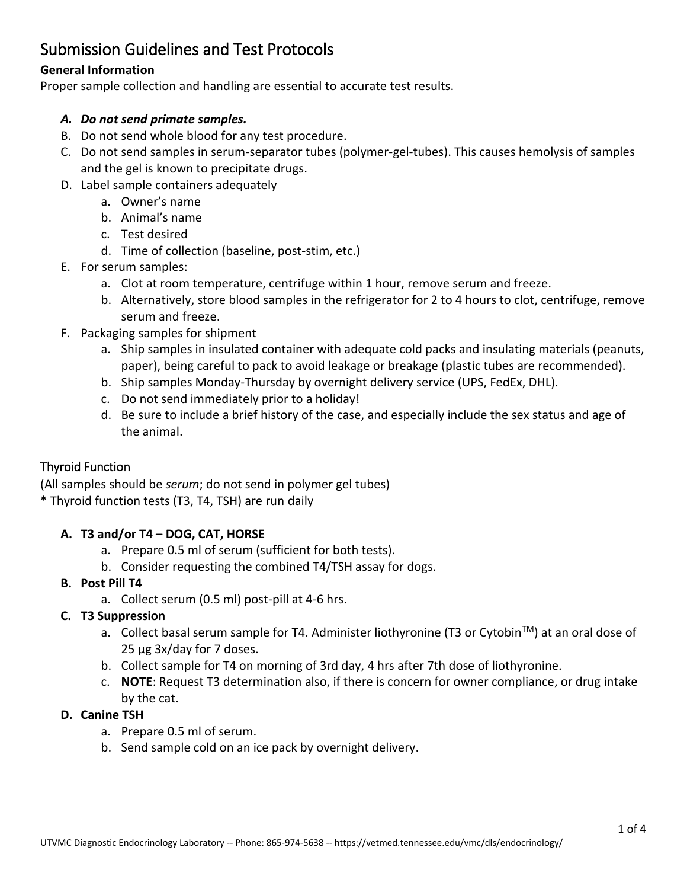# Submission Guidelines and Test Protocols

**General Information**

Proper sample collection and handling are essential to accurate test results.

A. ***Do not send primate samples.***
B. Do not send whole blood for any test procedure.
C. Do not send samples in serum-separator tubes (polymer-gel-tubes). This causes hemolysis of samples and the gel is known to precipitate drugs.
D. Label sample containers adequately
    a. Owner's name
    b. Animal's name
    c. Test desired
    d. Time of collection (baseline, post-stim, etc.)
E. For serum samples:
    a. Clot at room temperature, centrifuge within 1 hour, remove serum and freeze.
    b. Alternatively, store blood samples in the refrigerator for 2 to 4 hours to clot, centrifuge, remove serum and freeze.
F. Packaging samples for shipment
    a. Ship samples in insulated container with adequate cold packs and insulating materials (peanuts, paper), being careful to pack to avoid leakage or breakage (plastic tubes are recommended).
    b. Ship samples Monday-Thursday by overnight delivery service (UPS, FedEx, DHL).
    c. Do not send immediately prior to a holiday!
    d. Be sure to include a brief history of the case, and especially include the sex status and age of the animal.

## Thyroid Function

(All samples should be *serum*; do not send in polymer gel tubes)
* Thyroid function tests (T3, T4, TSH) are run daily

**A. T3 and/or T4 – DOG, CAT, HORSE**
    a. Prepare 0.5 ml of serum (sufficient for both tests).
    b. Consider requesting the combined T4/TSH assay for dogs.

**B. Post Pill T4**
    a. Collect serum (0.5 ml) post-pill at 4-6 hrs.

**C. T3 Suppression**
    a. Collect basal serum sample for T4. Administer liothyronine (T3 or Cytobin™) at an oral dose of 25 µg 3x/day for 7 doses.
    b. Collect sample for T4 on morning of 3rd day, 4 hrs after 7th dose of liothyronine.
    c. **NOTE**: Request T3 determination also, if there is concern for owner compliance, or drug intake by the cat.

**D. Canine TSH**
    a. Prepare 0.5 ml of serum.
    b. Send sample cold on an ice pack by overnight delivery.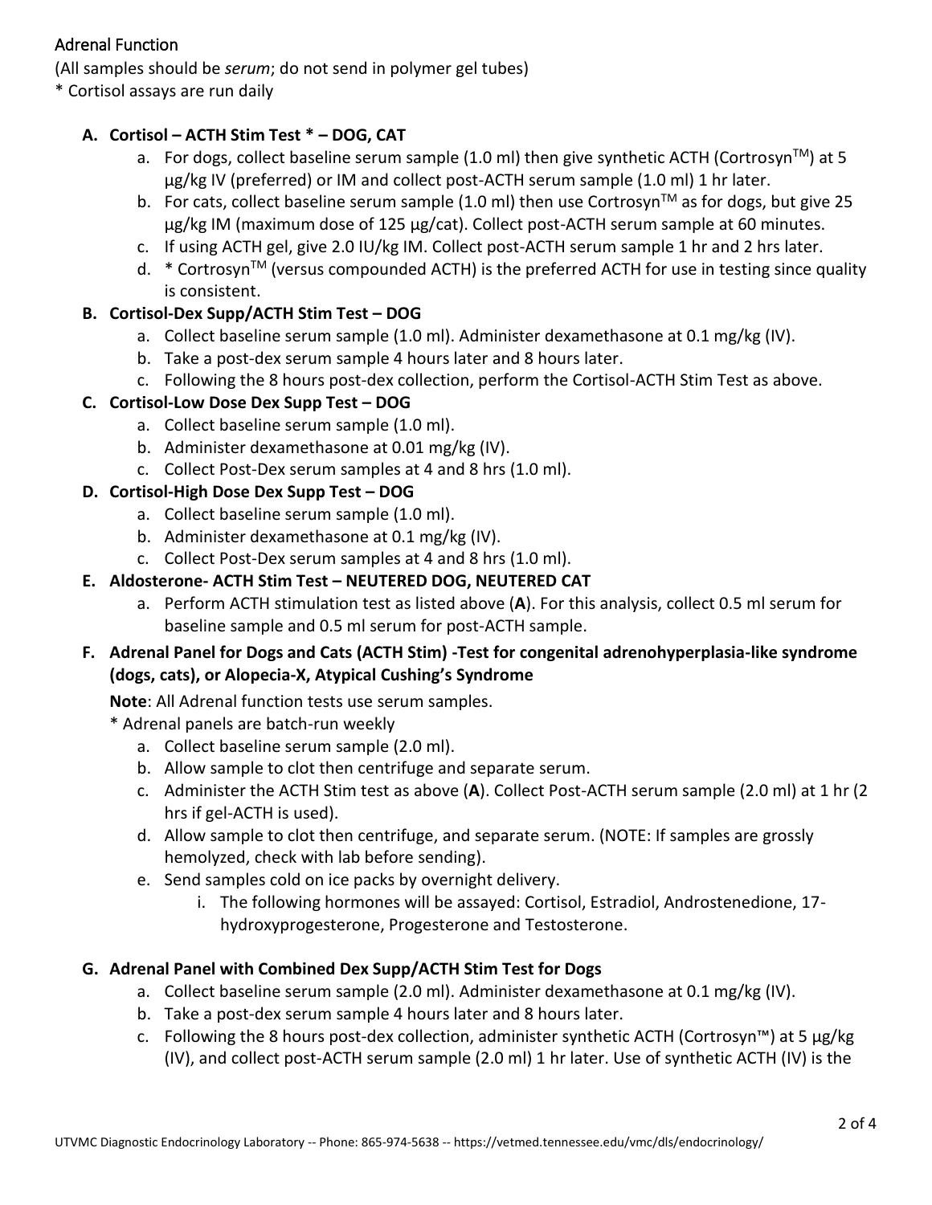## Adrenal Function

(All samples should be *serum*; do not send in polymer gel tubes)

* Cortisol assays are run daily

**A. Cortisol – ACTH Stim Test * – DOG, CAT**

a. For dogs, collect baseline serum sample (1.0 ml) then give synthetic ACTH (Cortrosyn™) at 5 µg/kg IV (preferred) or IM and collect post-ACTH serum sample (1.0 ml) 1 hr later.

b. For cats, collect baseline serum sample (1.0 ml) then use Cortrosyn™ as for dogs, but give 25 µg/kg IM (maximum dose of 125 µg/cat). Collect post-ACTH serum sample at 60 minutes.

c. If using ACTH gel, give 2.0 IU/kg IM. Collect post-ACTH serum sample 1 hr and 2 hrs later.

d. * Cortrosyn™ (versus compounded ACTH) is the preferred ACTH for use in testing since quality is consistent.

**B. Cortisol-Dex Supp/ACTH Stim Test – DOG**

a. Collect baseline serum sample (1.0 ml). Administer dexamethasone at 0.1 mg/kg (IV).

b. Take a post-dex serum sample 4 hours later and 8 hours later.

c. Following the 8 hours post-dex collection, perform the Cortisol-ACTH Stim Test as above.

**C. Cortisol-Low Dose Dex Supp Test – DOG**

a. Collect baseline serum sample (1.0 ml).

b. Administer dexamethasone at 0.01 mg/kg (IV).

c. Collect Post-Dex serum samples at 4 and 8 hrs (1.0 ml).

**D. Cortisol-High Dose Dex Supp Test – DOG**

a. Collect baseline serum sample (1.0 ml).

b. Administer dexamethasone at 0.1 mg/kg (IV).

c. Collect Post-Dex serum samples at 4 and 8 hrs (1.0 ml).

**E. Aldosterone- ACTH Stim Test – NEUTERED DOG, NEUTERED CAT**

a. Perform ACTH stimulation test as listed above (**A**). For this analysis, collect 0.5 ml serum for baseline sample and 0.5 ml serum for post-ACTH sample.

**F. Adrenal Panel for Dogs and Cats (ACTH Stim) -Test for congenital adrenohyperplasia-like syndrome (dogs, cats), or Alopecia-X, Atypical Cushing's Syndrome**

**Note**: All Adrenal function tests use serum samples.

* Adrenal panels are batch-run weekly

a. Collect baseline serum sample (2.0 ml).

b. Allow sample to clot then centrifuge and separate serum.

c. Administer the ACTH Stim test as above (**A**). Collect Post-ACTH serum sample (2.0 ml) at 1 hr (2 hrs if gel-ACTH is used).

d. Allow sample to clot then centrifuge, and separate serum. (NOTE: If samples are grossly hemolyzed, check with lab before sending).

e. Send samples cold on ice packs by overnight delivery.

i. The following hormones will be assayed: Cortisol, Estradiol, Androstenedione, 17-hydroxyprogesterone, Progesterone and Testosterone.

**G. Adrenal Panel with Combined Dex Supp/ACTH Stim Test for Dogs**

a. Collect baseline serum sample (2.0 ml). Administer dexamethasone at 0.1 mg/kg (IV).

b. Take a post-dex serum sample 4 hours later and 8 hours later.

c. Following the 8 hours post-dex collection, administer synthetic ACTH (Cortrosyn™) at 5 µg/kg (IV), and collect post-ACTH serum sample (2.0 ml) 1 hr later. Use of synthetic ACTH (IV) is the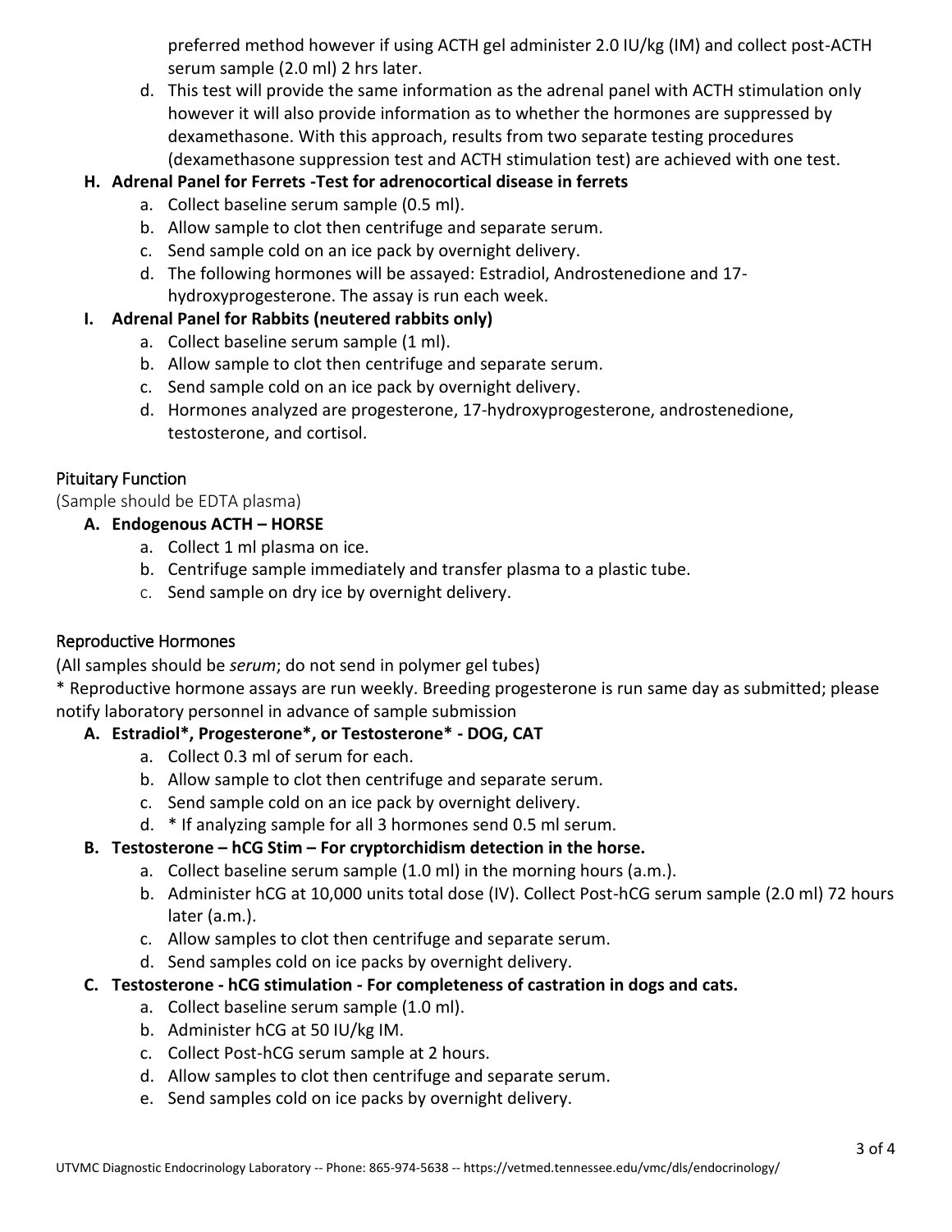preferred method however if using ACTH gel administer 2.0 IU/kg (IM) and collect post-ACTH serum sample (2.0 ml) 2 hrs later.

d. This test will provide the same information as the adrenal panel with ACTH stimulation only however it will also provide information as to whether the hormones are suppressed by dexamethasone. With this approach, results from two separate testing procedures (dexamethasone suppression test and ACTH stimulation test) are achieved with one test.

**H. Adrenal Panel for Ferrets -Test for adrenocortical disease in ferrets**

a. Collect baseline serum sample (0.5 ml).
b. Allow sample to clot then centrifuge and separate serum.
c. Send sample cold on an ice pack by overnight delivery.
d. The following hormones will be assayed: Estradiol, Androstenedione and 17-hydroxyprogesterone. The assay is run each week.

**I. Adrenal Panel for Rabbits (neutered rabbits only)**

a. Collect baseline serum sample (1 ml).
b. Allow sample to clot then centrifuge and separate serum.
c. Send sample cold on an ice pack by overnight delivery.
d. Hormones analyzed are progesterone, 17-hydroxyprogesterone, androstenedione, testosterone, and cortisol.

## Pituitary Function

(Sample should be EDTA plasma)

**A. Endogenous ACTH – HORSE**

a. Collect 1 ml plasma on ice.
b. Centrifuge sample immediately and transfer plasma to a plastic tube.
c. Send sample on dry ice by overnight delivery.

## Reproductive Hormones

(All samples should be *serum*; do not send in polymer gel tubes)

* Reproductive hormone assays are run weekly. Breeding progesterone is run same day as submitted; please notify laboratory personnel in advance of sample submission

**A. Estradiol*, Progesterone*, or Testosterone* - DOG, CAT**

a. Collect 0.3 ml of serum for each.
b. Allow sample to clot then centrifuge and separate serum.
c. Send sample cold on an ice pack by overnight delivery.
d. * If analyzing sample for all 3 hormones send 0.5 ml serum.

**B. Testosterone – hCG Stim – For cryptorchidism detection in the horse.**

a. Collect baseline serum sample (1.0 ml) in the morning hours (a.m.).
b. Administer hCG at 10,000 units total dose (IV). Collect Post-hCG serum sample (2.0 ml) 72 hours later (a.m.).
c. Allow samples to clot then centrifuge and separate serum.
d. Send samples cold on ice packs by overnight delivery.

**C. Testosterone - hCG stimulation - For completeness of castration in dogs and cats.**

a. Collect baseline serum sample (1.0 ml).
b. Administer hCG at 50 IU/kg IM.
c. Collect Post-hCG serum sample at 2 hours.
d. Allow samples to clot then centrifuge and separate serum.
e. Send samples cold on ice packs by overnight delivery.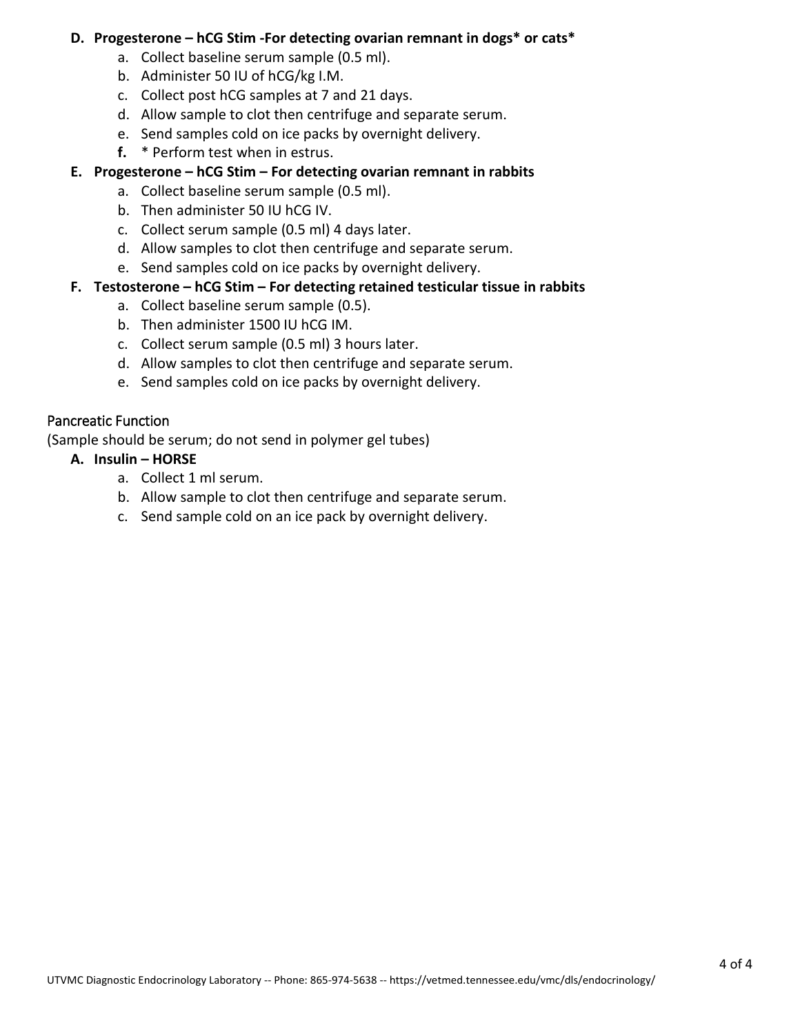**D. Progesterone – hCG Stim -For detecting ovarian remnant in dogs* or cats***

a. Collect baseline serum sample (0.5 ml).
b. Administer 50 IU of hCG/kg I.M.
c. Collect post hCG samples at 7 and 21 days.
d. Allow sample to clot then centrifuge and separate serum.
e. Send samples cold on ice packs by overnight delivery.
**f.** * Perform test when in estrus.

**E. Progesterone – hCG Stim – For detecting ovarian remnant in rabbits**

a. Collect baseline serum sample (0.5 ml).
b. Then administer 50 IU hCG IV.
c. Collect serum sample (0.5 ml) 4 days later.
d. Allow samples to clot then centrifuge and separate serum.
e. Send samples cold on ice packs by overnight delivery.

**F. Testosterone – hCG Stim – For detecting retained testicular tissue in rabbits**

a. Collect baseline serum sample (0.5).
b. Then administer 1500 IU hCG IM.
c. Collect serum sample (0.5 ml) 3 hours later.
d. Allow samples to clot then centrifuge and separate serum.
e. Send samples cold on ice packs by overnight delivery.

## Pancreatic Function

(Sample should be serum; do not send in polymer gel tubes)

**A. Insulin – HORSE**

a. Collect 1 ml serum.
b. Allow sample to clot then centrifuge and separate serum.
c. Send sample cold on an ice pack by overnight delivery.